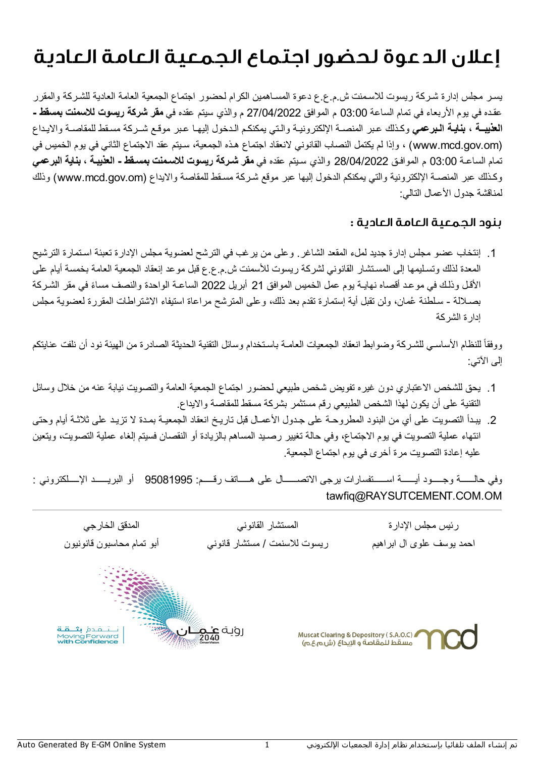# إعلان الدعوة لحضور اجتماع الجمعية العامة العادية

يسر مجلس إدارة شركة ريسوت للاسمنت ش.م.ع دعوة المساهمين الكرام لحضور اجتماع الجمعية العامة العادية للشركة والمقرر عقده في يوم الأربعاء في تمام الساعة 03:00 م الموافق 27/04/2022 م والذي سيتم عقده في **مقر شركة ريسوت للاسمنت بمسقط - العذيبة ، بناية البرعمي** وكذلك عبر المنصة الإلكترونية والتي يمكنكم الدخول إليها عبر موقع شركة مسقط للمقاصة والايداع (www.mcd.gov.om) ، وإذا لم يكتمل النصاب القانوني لانعقاد اجتماع هذه الجمعية، سيتم عقد الاجتماع الثاني في يوم الخميس في تمام الساعة 03:00 م الموافق 28/04/2022 والذي سيتم عقده في **مقر شركة ريسوت للاسمنت بمسقط - العذيبة ، بناية البرعمي** وكذلك عبر المنصة الإلكترونية والتي يمكنكم الدخول إليها عبر موقع شركة مسقط للمقاصة والايداع (www.mcd.gov.om) وذلك لمناقشة جدول الأعمال التالي:

## بنود الجمعية العامة العادية :

1. إنتخاب عضو مجلس إدارة جديد لملء المقعد الشاغر. وعلى من يرغب في الترشح لعضوية مجلس الإدارة تعبئة استمارة الترشيح المعدة لذلك وتسليمها إلى المستشار القانوني لشركة ريسوت للأسمنت ش.م.ع قبل موعد إنعقاد الجمعية العامة بخمسة أيام على الأقل وذلك في موعد أقصاه نهاية يوم عمل الخميس الموافق 21 أبريل 2022 الساعة الواحدة والنصف مساءً في مقر الشركة بصلالة - سلطنة عُمان، ولن تقبل أية إستمارة تقدم بعد ذلك، وعلى المترشح مراعاة استيفاء الاشتراطات المقررة لعضوية مجلس إدارة الشركة

ووفقاً للنظام الأساسي للشركة وضوابط انعقاد الجمعيات العامة باستخدام وسائل التقنية الحديثة الصادرة من الهيئة نود أن نلفت عنايتكم إلى الآتي:

1. يحق للشخص الاعتباري دون غيره تفويض شخص طبيعي لحضور اجتماع الجمعية العامة والتصويت نيابة عنه من خلال وسائل التقنية على أن يكون لهذا الشخص الطبيعي رقم مستثمر بشركة مسقط للمقاصة والايداع.
2. يبدأ التصويت على أي من البنود المطروحة على جدول الأعمال قبل تاريخ انعقاد الجمعية بمدة لا تزيد على ثلاثة أيام وحتى انتهاء عملية التصويت في يوم الاجتماع، وفي حالة تغيير رصيد المساهم بالزيادة أو النقصان فسيتم إلغاء عملية التصويت، ويتعين عليه إعادة التصويت مرة أخرى في يوم اجتماع الجمعية.

وفي حالة وجود أية استفسارات يرجى الاتصال على هاتف رقم: 95081995 أو البريد الإلكتروني : tawfiq@RAYSUTCEMENT.COM.OM

---

| رئيس مجلس الإدارة | المستشار القانوني | المدقق الخارجي |
|---|---|---|
| احمد يوسف علوى ال ابراهيم | ريسوت للاسمنت / مستشار قانوني | أبو تمام محاسبون قانونيون |

رؤية عُمان 2040 Oman Vision

نتقدم بثقة Moving Forward with Confidence

Muscat Clearing & Depository ( S.A.O.C) مسقط للمقاصة و الإيداع (ش.م.ع.م)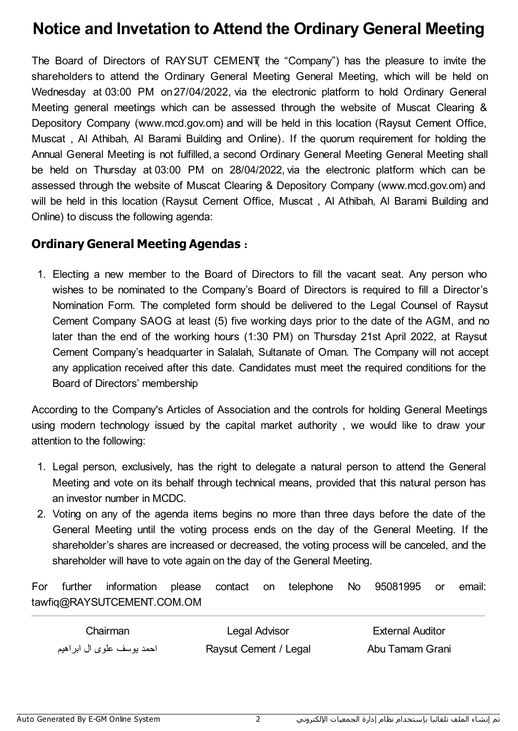# Notice and Invetation to Attend the Ordinary General Meeting

The Board of Directors of RAYSUT CEMENT( the "Company") has the pleasure to invite the shareholders to attend the Ordinary General Meeting General Meeting, which will be held on Wednesday at 03:00 PM on 27/04/2022, via the electronic platform to hold Ordinary General Meeting general meetings which can be assessed through the website of Muscat Clearing & Depository Company (www.mcd.gov.om) and will be held in this location (Raysut Cement Office, Muscat , Al Athibah, Al Barami Building and Online). If the quorum requirement for holding the Annual General Meeting is not fulfilled, a second Ordinary General Meeting General Meeting shall be held on Thursday at 03:00 PM on 28/04/2022, via the electronic platform which can be assessed through the website of Muscat Clearing & Depository Company (www.mcd.gov.om) and will be held in this location (Raysut Cement Office, Muscat , Al Athibah, Al Barami Building and Online) to discuss the following agenda:

## Ordinary General Meeting Agendas :

1. Electing a new member to the Board of Directors to fill the vacant seat. Any person who wishes to be nominated to the Company's Board of Directors is required to fill a Director's Nomination Form. The completed form should be delivered to the Legal Counsel of Raysut Cement Company SAOG at least (5) five working days prior to the date of the AGM, and no later than the end of the working hours (1:30 PM) on Thursday 21st April 2022, at Raysut Cement Company's headquarter in Salalah, Sultanate of Oman. The Company will not accept any application received after this date. Candidates must meet the required conditions for the Board of Directors' membership

According to the Company's Articles of Association and the controls for holding General Meetings using modern technology issued by the capital market authority , we would like to draw your attention to the following:

1. Legal person, exclusively, has the right to delegate a natural person to attend the General Meeting and vote on its behalf through technical means, provided that this natural person has an investor number in MCDC.
2. Voting on any of the agenda items begins no more than three days before the date of the General Meeting until the voting process ends on the day of the General Meeting. If the shareholder's shares are increased or decreased, the voting process will be canceled, and the shareholder will have to vote again on the day of the General Meeting.

For further information please contact on telephone No 95081995 or email: tawfiq@RAYSUTCEMENT.COM.OM

| Chairman | Legal Advisor | External Auditor |
|---|---|---|
| احمد يوسف علوى ال ابراهيم | Raysut Cement / Legal | Abu Tamam Grani |